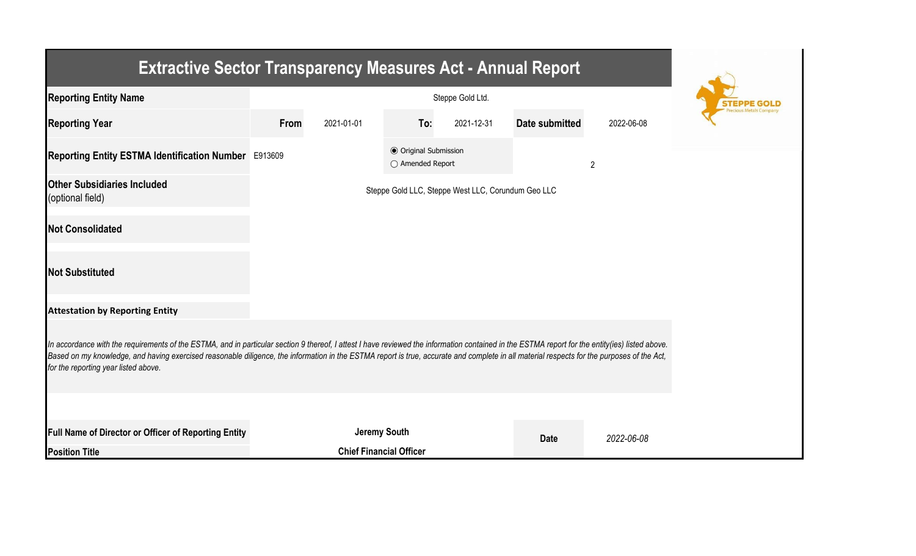# Extractive Sector Transparency Measures Act - Annual Report

| | | | | | | |
|---|---|---|---|---|---|---|
| **Reporting Entity Name** | Steppe Gold Ltd. | | | | | |
| **Reporting Year** | **From** | 2021-01-01 | **To:** | 2021-12-31 | **Date submitted** | 2022-06-08 |
| **Reporting Entity ESTMA Identification Number** | E913609 | | ◉ Original Submission<br>○ Amended Report | | | 2 |
| **Other Subsidiaries Included** (optional field) | Steppe Gold LLC, Steppe West LLC, Corundum Geo LLC | | | | | |
| **Not Consolidated** | | | | | | |
| **Not Substituted** | | | | | | |

**Attestation by Reporting Entity**

*In accordance with the requirements of the ESTMA, and in particular section 9 thereof, I attest I have reviewed the information contained in the ESTMA report for the entity(ies) listed above. Based on my knowledge, and having exercised reasonable diligence, the information in the ESTMA report is true, accurate and complete in all material respects for the purposes of the Act, for the reporting year listed above.*

| | | | |
|---|---|---|---|
| **Full Name of Director or Officer of Reporting Entity** | **Jeremy South** | **Date** | *2022-06-08* |
| **Position Title** | **Chief Financial Officer** | | |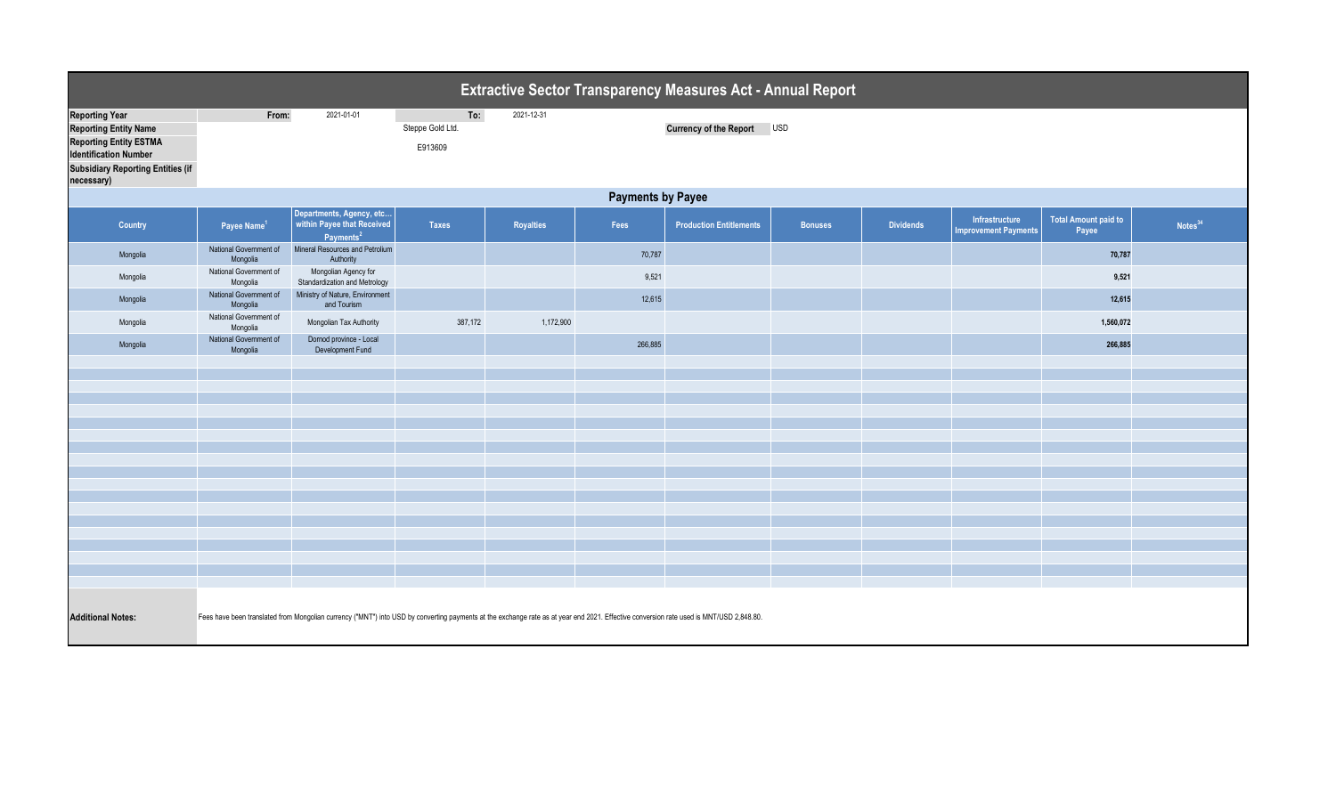# Extractive Sector Transparency Measures Act - Annual Report

| | | | | |
|---|---|---|---|---|
| **Reporting Year** | From: | 2021-01-01 | To: | 2021-12-31 |
| **Reporting Entity Name** | | Steppe Gold Ltd. | | |
| **Reporting Entity ESTMA Identification Number** | | E913609 | | |
| **Subsidiary Reporting Entities (if necessary)** | | | | |

**Currency of the Report** USD

## Payments by Payee

| Country | Payee Name[1] | Departments, Agency, etc... within Payee that Received Payments[2] | Taxes | Royalties | Fees | Production Entitlements | Bonuses | Dividends | Infrastructure Improvement Payments | Total Amount paid to Payee | Notes[34] |
|---|---|---|---|---|---|---|---|---|---|---|---|
| Mongolia | National Government of Mongolia | Mineral Resources and Petrolium Authority | | | 70,787 | | | | | **70,787** | |
| Mongolia | National Government of Mongolia | Mongolian Agency for Standardization and Metrology | | | 9,521 | | | | | **9,521** | |
| Mongolia | National Government of Mongolia | Ministry of Nature, Environment and Tourism | | | 12,615 | | | | | **12,615** | |
| Mongolia | National Government of Mongolia | Mongolian Tax Authority | 387,172 | 1,172,900 | | | | | | **1,560,072** | |
| Mongolia | National Government of Mongolia | Dornod province - Local Development Fund | | | 266,885 | | | | | **266,885** | |

**Additional Notes:** Fees have been translated from Mongolian currency ("MNT") into USD by converting payments at the exchange rate as at year end 2021. Effective conversion rate used is MNT/USD 2,848.80.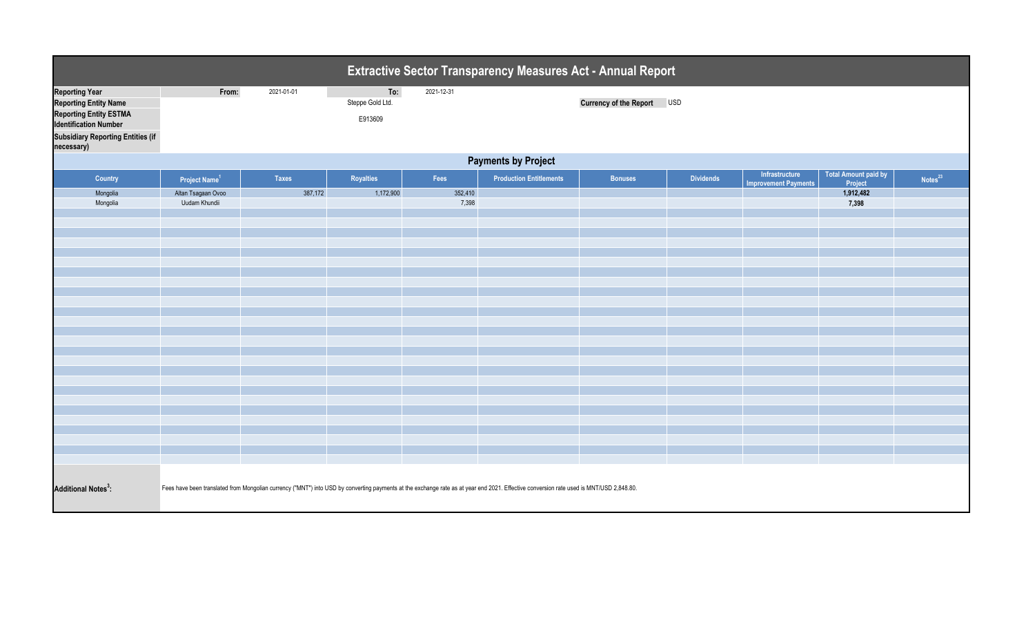# Extractive Sector Transparency Measures Act - Annual Report

| | | | |
|---|---|---|---|
| **Reporting Year** | **From:** 2021-01-01 | **To:** 2021-12-31 | |
| **Reporting Entity Name** | Steppe Gold Ltd. | **Currency of the Report** | USD |
| **Reporting Entity ESTMA Identification Number** | E913609 | | |
| **Subsidiary Reporting Entities (if necessary)** | | | |

## Payments by Project

| Country | Project Name[1] | Taxes | Royalties | Fees | Production Entitlements | Bonuses | Dividends | Infrastructure Improvement Payments | Total Amount paid by Project | Notes[23] |
|---|---|---|---|---|---|---|---|---|---|---|
| Mongolia | Altan Tsagaan Ovoo | 387,172 | 1,172,900 | 352,410 | | | | | **1,912,482** | |
| Mongolia | Uudam Khundii | | | 7,398 | | | | | **7,398** | |

**Additional Notes[3]:** Fees have been translated from Mongolian currency ("MNT") into USD by converting payments at the exchange rate as at year end 2021. Effective conversion rate used is MNT/USD 2,848.80.